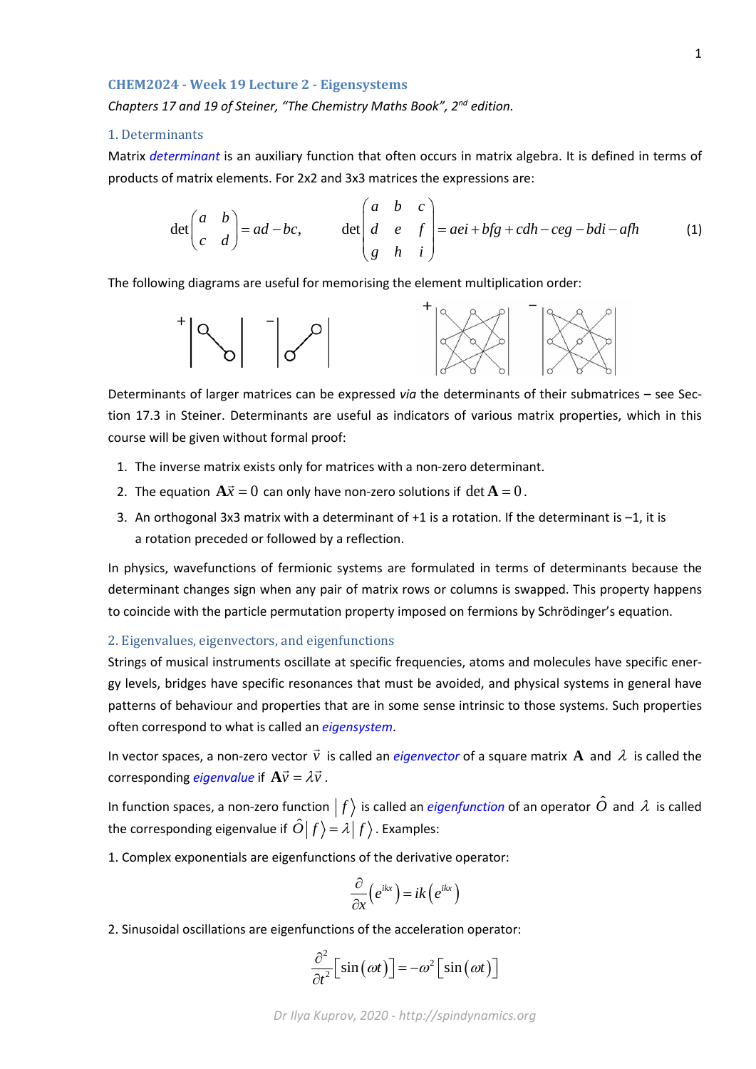## CHEM2024 - Week 19 Lecture 2 - Eigensystems

*Chapters 17 and 19 of Steiner, "The Chemistry Maths Book", 2nd edition.*

### 1. Determinants

Matrix *determinant* is an auxiliary function that often occurs in matrix algebra. It is defined in terms of products of matrix elements. For 2x2 and 3x3 matrices the expressions are:

$$\det\begin{pmatrix} a & b \\ c & d \end{pmatrix} = ad - bc, \qquad \det\begin{pmatrix} a & b & c \\ d & e & f \\ g & h & i \end{pmatrix} = aei + bfg + cdh - ceg - bdi - afh \tag{1}$$

The following diagrams are useful for memorising the element multiplication order:

Determinants of larger matrices can be expressed *via* the determinants of their submatrices – see Section 17.3 in Steiner. Determinants are useful as indicators of various matrix properties, which in this course will be given without formal proof:

1. The inverse matrix exists only for matrices with a non-zero determinant.
2. The equation $\mathbf{A}\vec{x} = 0$ can only have non-zero solutions if $\det \mathbf{A} = 0$.
3. An orthogonal 3x3 matrix with a determinant of +1 is a rotation. If the determinant is –1, it is a rotation preceded or followed by a reflection.

In physics, wavefunctions of fermionic systems are formulated in terms of determinants because the determinant changes sign when any pair of matrix rows or columns is swapped. This property happens to coincide with the particle permutation property imposed on fermions by Schrödinger's equation.

### 2. Eigenvalues, eigenvectors, and eigenfunctions

Strings of musical instruments oscillate at specific frequencies, atoms and molecules have specific energy levels, bridges have specific resonances that must be avoided, and physical systems in general have patterns of behaviour and properties that are in some sense intrinsic to those systems. Such properties often correspond to what is called an *eigensystem*.

In vector spaces, a non-zero vector $\vec{v}$ is called an *eigenvector* of a square matrix $\mathbf{A}$ and $\lambda$ is called the corresponding *eigenvalue* if $\mathbf{A}\vec{v} = \lambda\vec{v}$.

In function spaces, a non-zero function $|f\rangle$ is called an *eigenfunction* of an operator $\hat{O}$ and $\lambda$ is called the corresponding eigenvalue if $\hat{O}|f\rangle = \lambda|f\rangle$. Examples:

1. Complex exponentials are eigenfunctions of the derivative operator:

$$\frac{\partial}{\partial x}\left(e^{ikx}\right) = ik\left(e^{ikx}\right)$$

2. Sinusoidal oscillations are eigenfunctions of the acceleration operator:

$$\frac{\partial^2}{\partial t^2}\left[\sin(\omega t)\right] = -\omega^2\left[\sin(\omega t)\right]$$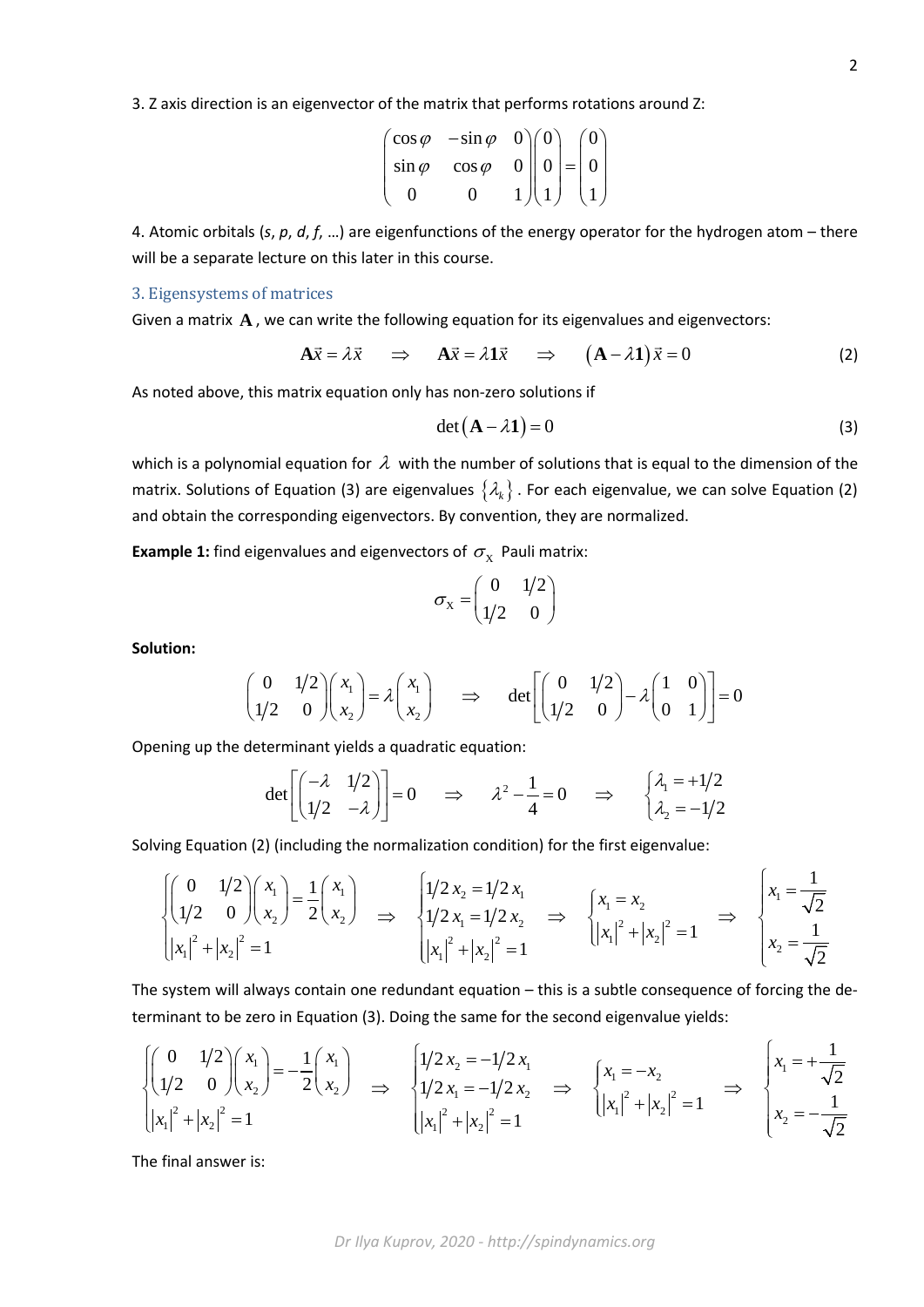3. Z axis direction is an eigenvector of the matrix that performs rotations around Z:

$$\begin{pmatrix} \cos\varphi & -\sin\varphi & 0 \\ \sin\varphi & \cos\varphi & 0 \\ 0 & 0 & 1 \end{pmatrix}\begin{pmatrix} 0 \\ 0 \\ 1 \end{pmatrix} = \begin{pmatrix} 0 \\ 0 \\ 1 \end{pmatrix}$$

4. Atomic orbitals (*s*, *p*, *d*, *f*, …) are eigenfunctions of the energy operator for the hydrogen atom – there will be a separate lecture on this later in this course.

## 3. Eigensystems of matrices

Given a matrix $\mathbf{A}$, we can write the following equation for its eigenvalues and eigenvectors:

$$\mathbf{A}\vec{x} = \lambda\vec{x} \quad \Rightarrow \quad \mathbf{A}\vec{x} = \lambda\mathbf{1}\vec{x} \quad \Rightarrow \quad \left(\mathbf{A} - \lambda\mathbf{1}\right)\vec{x} = 0 \tag{2}$$

As noted above, this matrix equation only has non-zero solutions if

$$\det\left(\mathbf{A} - \lambda\mathbf{1}\right) = 0 \tag{3}$$

which is a polynomial equation for $\lambda$ with the number of solutions that is equal to the dimension of the matrix. Solutions of Equation (3) are eigenvalues $\{\lambda_k\}$. For each eigenvalue, we can solve Equation (2) and obtain the corresponding eigenvectors. By convention, they are normalized.

**Example 1:** find eigenvalues and eigenvectors of $\sigma_{\text{X}}$ Pauli matrix:

$$\sigma_{\text{X}} = \begin{pmatrix} 0 & 1/2 \\ 1/2 & 0 \end{pmatrix}$$

**Solution:**

$$\begin{pmatrix} 0 & 1/2 \\ 1/2 & 0 \end{pmatrix}\begin{pmatrix} x_1 \\ x_2 \end{pmatrix} = \lambda\begin{pmatrix} x_1 \\ x_2 \end{pmatrix} \quad \Rightarrow \quad \det\left[\begin{pmatrix} 0 & 1/2 \\ 1/2 & 0 \end{pmatrix} - \lambda\begin{pmatrix} 1 & 0 \\ 0 & 1 \end{pmatrix}\right] = 0$$

Opening up the determinant yields a quadratic equation:

$$\det\left[\begin{pmatrix} -\lambda & 1/2 \\ 1/2 & -\lambda \end{pmatrix}\right] = 0 \quad \Rightarrow \quad \lambda^2 - \frac{1}{4} = 0 \quad \Rightarrow \quad \begin{cases} \lambda_1 = +1/2 \\ \lambda_2 = -1/2 \end{cases}$$

Solving Equation (2) (including the normalization condition) for the first eigenvalue:

$$\begin{cases} \begin{pmatrix} 0 & 1/2 \\ 1/2 & 0 \end{pmatrix}\begin{pmatrix} x_1 \\ x_2 \end{pmatrix} = \dfrac{1}{2}\begin{pmatrix} x_1 \\ x_2 \end{pmatrix} \\ \left|x_1\right|^2 + \left|x_2\right|^2 = 1 \end{cases} \Rightarrow \quad \begin{cases} 1/2\, x_2 = 1/2\, x_1 \\ 1/2\, x_1 = 1/2\, x_2 \\ \left|x_1\right|^2 + \left|x_2\right|^2 = 1 \end{cases} \Rightarrow \quad \begin{cases} x_1 = x_2 \\ \left|x_1\right|^2 + \left|x_2\right|^2 = 1 \end{cases} \Rightarrow \quad \begin{cases} x_1 = \dfrac{1}{\sqrt{2}} \\ x_2 = \dfrac{1}{\sqrt{2}} \end{cases}$$

The system will always contain one redundant equation – this is a subtle consequence of forcing the determinant to be zero in Equation (3). Doing the same for the second eigenvalue yields:

$$\begin{cases} \begin{pmatrix} 0 & 1/2 \\ 1/2 & 0 \end{pmatrix}\begin{pmatrix} x_1 \\ x_2 \end{pmatrix} = -\dfrac{1}{2}\begin{pmatrix} x_1 \\ x_2 \end{pmatrix} \\ \left|x_1\right|^2 + \left|x_2\right|^2 = 1 \end{cases} \Rightarrow \quad \begin{cases} 1/2\, x_2 = -1/2\, x_1 \\ 1/2\, x_1 = -1/2\, x_2 \\ \left|x_1\right|^2 + \left|x_2\right|^2 = 1 \end{cases} \Rightarrow \quad \begin{cases} x_1 = -x_2 \\ \left|x_1\right|^2 + \left|x_2\right|^2 = 1 \end{cases} \Rightarrow \quad \begin{cases} x_1 = +\dfrac{1}{\sqrt{2}} \\ x_2 = -\dfrac{1}{\sqrt{2}} \end{cases}$$

The final answer is: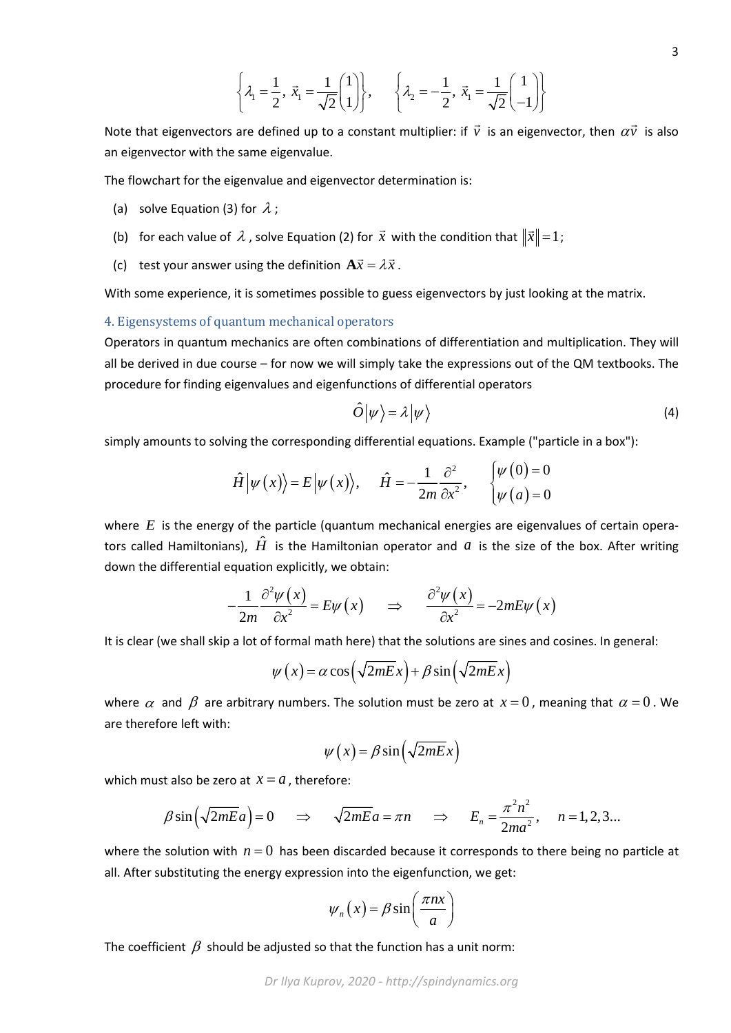$$\left\{\lambda_1 = \frac{1}{2},\ \vec{x}_1 = \frac{1}{\sqrt{2}}\begin{pmatrix}1\\1\end{pmatrix}\right\},\qquad \left\{\lambda_2 = -\frac{1}{2},\ \vec{x}_1 = \frac{1}{\sqrt{2}}\begin{pmatrix}1\\-1\end{pmatrix}\right\}$$

Note that eigenvectors are defined up to a constant multiplier: if $\vec{v}$ is an eigenvector, then $\alpha\vec{v}$ is also an eigenvector with the same eigenvalue.

The flowchart for the eigenvalue and eigenvector determination is:

(a) solve Equation (3) for $\lambda$;

(b) for each value of $\lambda$, solve Equation (2) for $\vec{x}$ with the condition that $\|\vec{x}\| = 1$;

(c) test your answer using the definition $\mathbf{A}\vec{x} = \lambda\vec{x}$.

With some experience, it is sometimes possible to guess eigenvectors by just looking at the matrix.

### 4. Eigensystems of quantum mechanical operators

Operators in quantum mechanics are often combinations of differentiation and multiplication. They will all be derived in due course – for now we will simply take the expressions out of the QM textbooks. The procedure for finding eigenvalues and eigenfunctions of differential operators

$$\hat{O}|\psi\rangle = \lambda|\psi\rangle \tag{4}$$

simply amounts to solving the corresponding differential equations. Example ("particle in a box"):

$$\hat{H}|\psi(x)\rangle = E|\psi(x)\rangle,\qquad \hat{H} = -\frac{1}{2m}\frac{\partial^2}{\partial x^2},\qquad \begin{cases}\psi(0) = 0\\ \psi(a) = 0\end{cases}$$

where $E$ is the energy of the particle (quantum mechanical energies are eigenvalues of certain operators called Hamiltonians), $\hat{H}$ is the Hamiltonian operator and $a$ is the size of the box. After writing down the differential equation explicitly, we obtain:

$$-\frac{1}{2m}\frac{\partial^2\psi(x)}{\partial x^2} = E\psi(x) \qquad\Rightarrow\qquad \frac{\partial^2\psi(x)}{\partial x^2} = -2mE\psi(x)$$

It is clear (we shall skip a lot of formal math here) that the solutions are sines and cosines. In general:

$$\psi(x) = \alpha\cos\left(\sqrt{2mE}x\right) + \beta\sin\left(\sqrt{2mE}x\right)$$

where $\alpha$ and $\beta$ are arbitrary numbers. The solution must be zero at $x = 0$, meaning that $\alpha = 0$. We are therefore left with:

$$\psi(x) = \beta\sin\left(\sqrt{2mE}x\right)$$

which must also be zero at $x = a$, therefore:

$$\beta\sin\left(\sqrt{2mE}a\right) = 0 \qquad\Rightarrow\qquad \sqrt{2mE}a = \pi n \qquad\Rightarrow\qquad E_n = \frac{\pi^2 n^2}{2ma^2},\qquad n = 1,2,3...$$

where the solution with $n = 0$ has been discarded because it corresponds to there being no particle at all. After substituting the energy expression into the eigenfunction, we get:

$$\psi_n(x) = \beta\sin\left(\frac{\pi n x}{a}\right)$$

The coefficient $\beta$ should be adjusted so that the function has a unit norm: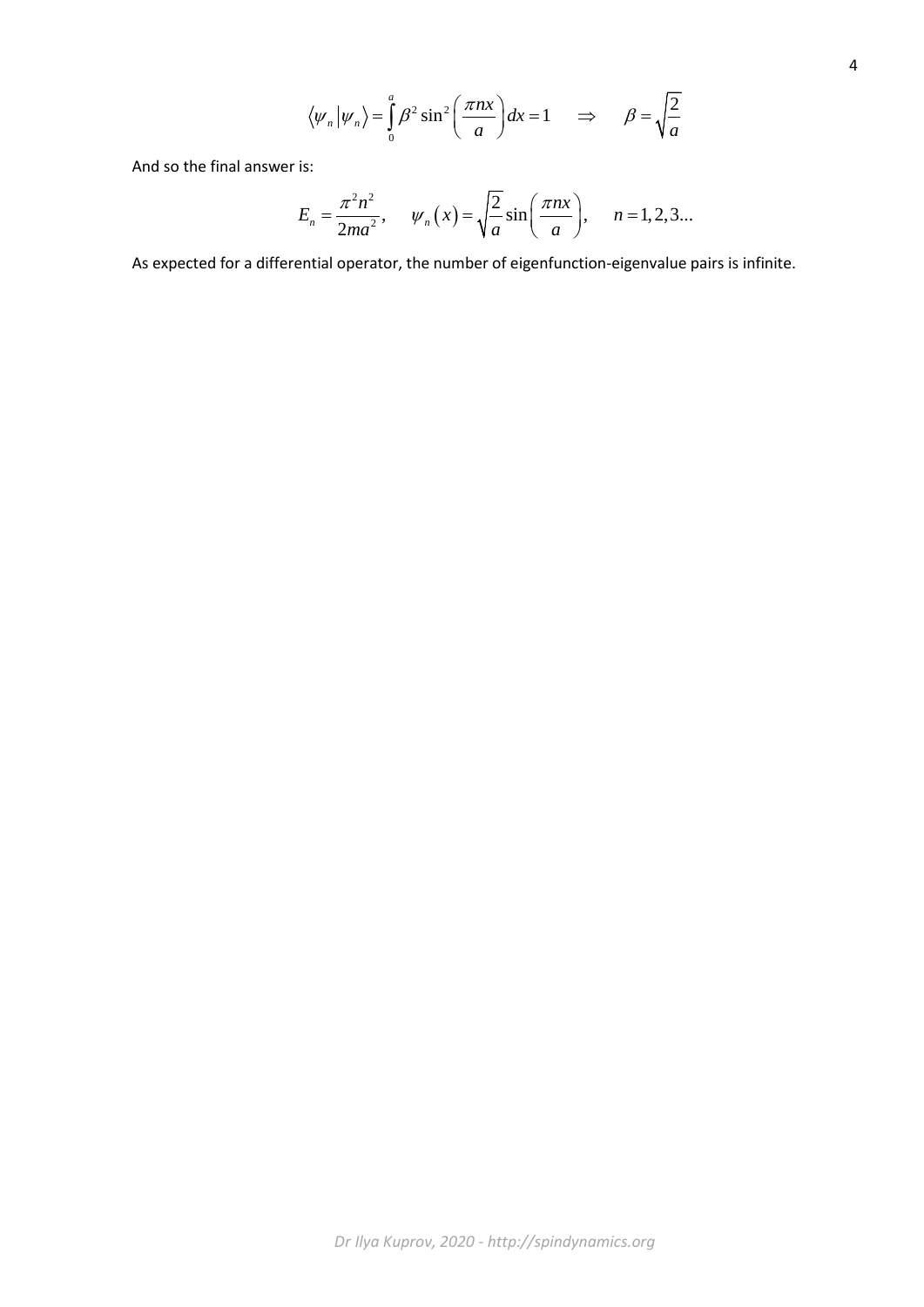$$\langle \psi_n | \psi_n \rangle = \int_0^a \beta^2 \sin^2\left(\frac{\pi n x}{a}\right) dx = 1 \quad \Rightarrow \quad \beta = \sqrt{\frac{2}{a}}$$

And so the final answer is:

$$E_n = \frac{\pi^2 n^2}{2ma^2}, \quad \psi_n(x) = \sqrt{\frac{2}{a}} \sin\left(\frac{\pi n x}{a}\right), \quad n = 1, 2, 3...$$

As expected for a differential operator, the number of eigenfunction-eigenvalue pairs is infinite.